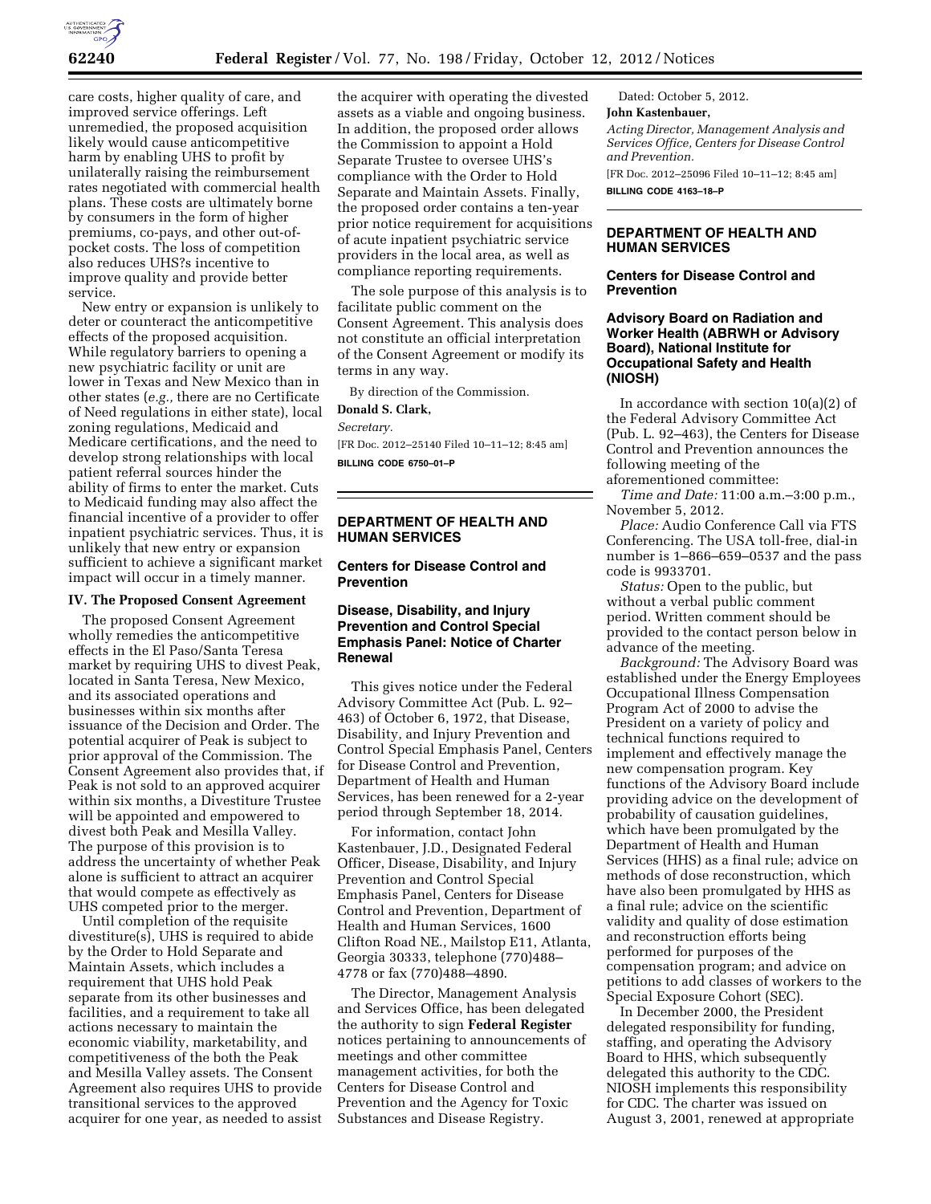care costs, higher quality of care, and improved service offerings. Left unremedied, the proposed acquisition likely would cause anticompetitive harm by enabling UHS to profit by unilaterally raising the reimbursement rates negotiated with commercial health plans. These costs are ultimately borne by consumers in the form of higher premiums, co-pays, and other out-of-pocket costs. The loss of competition also reduces UHS?s incentive to improve quality and provide better service.

New entry or expansion is unlikely to deter or counteract the anticompetitive effects of the proposed acquisition. While regulatory barriers to opening a new psychiatric facility or unit are lower in Texas and New Mexico than in other states (*e.g.,* there are no Certificate of Need regulations in either state), local zoning regulations, Medicaid and Medicare certifications, and the need to develop strong relationships with local patient referral sources hinder the ability of firms to enter the market. Cuts to Medicaid funding may also affect the financial incentive of a provider to offer inpatient psychiatric services. Thus, it is unlikely that new entry or expansion sufficient to achieve a significant market impact will occur in a timely manner.

### IV. The Proposed Consent Agreement

The proposed Consent Agreement wholly remedies the anticompetitive effects in the El Paso/Santa Teresa market by requiring UHS to divest Peak, located in Santa Teresa, New Mexico, and its associated operations and businesses within six months after issuance of the Decision and Order. The potential acquirer of Peak is subject to prior approval of the Commission. The Consent Agreement also provides that, if Peak is not sold to an approved acquirer within six months, a Divestiture Trustee will be appointed and empowered to divest both Peak and Mesilla Valley. The purpose of this provision is to address the uncertainty of whether Peak alone is sufficient to attract an acquirer that would compete as effectively as UHS competed prior to the merger.

Until completion of the requisite divestiture(s), UHS is required to abide by the Order to Hold Separate and Maintain Assets, which includes a requirement that UHS hold Peak separate from its other businesses and facilities, and a requirement to take all actions necessary to maintain the economic viability, marketability, and competitiveness of the both the Peak and Mesilla Valley assets. The Consent Agreement also requires UHS to provide transitional services to the approved acquirer for one year, as needed to assist the acquirer with operating the divested assets as a viable and ongoing business. In addition, the proposed order allows the Commission to appoint a Hold Separate Trustee to oversee UHS's compliance with the Order to Hold Separate and Maintain Assets. Finally, the proposed order contains a ten-year prior notice requirement for acquisitions of acute inpatient psychiatric service providers in the local area, as well as compliance reporting requirements.

The sole purpose of this analysis is to facilitate public comment on the Consent Agreement. This analysis does not constitute an official interpretation of the Consent Agreement or modify its terms in any way.

By direction of the Commission.

**Donald S. Clark,**

*Secretary.*

[FR Doc. 2012–25140 Filed 10–11–12; 8:45 am]

**BILLING CODE 6750–01–P**

## DEPARTMENT OF HEALTH AND HUMAN SERVICES

### Centers for Disease Control and Prevention

### Disease, Disability, and Injury Prevention and Control Special Emphasis Panel: Notice of Charter Renewal

This gives notice under the Federal Advisory Committee Act (Pub. L. 92–463) of October 6, 1972, that Disease, Disability, and Injury Prevention and Control Special Emphasis Panel, Centers for Disease Control and Prevention, Department of Health and Human Services, has been renewed for a 2-year period through September 18, 2014.

For information, contact John Kastenbauer, J.D., Designated Federal Officer, Disease, Disability, and Injury Prevention and Control Special Emphasis Panel, Centers for Disease Control and Prevention, Department of Health and Human Services, 1600 Clifton Road NE., Mailstop E11, Atlanta, Georgia 30333, telephone (770)488–4778 or fax (770)488–4890.

The Director, Management Analysis and Services Office, has been delegated the authority to sign **Federal Register** notices pertaining to announcements of meetings and other committee management activities, for both the Centers for Disease Control and Prevention and the Agency for Toxic Substances and Disease Registry.

Dated: October 5, 2012.

**John Kastenbauer,**

*Acting Director, Management Analysis and Services Office, Centers for Disease Control and Prevention.*

[FR Doc. 2012–25096 Filed 10–11–12; 8:45 am]

**BILLING CODE 4163–18–P**

## DEPARTMENT OF HEALTH AND HUMAN SERVICES

### Centers for Disease Control and Prevention

### Advisory Board on Radiation and Worker Health (ABRWH or Advisory Board), National Institute for Occupational Safety and Health (NIOSH)

In accordance with section 10(a)(2) of the Federal Advisory Committee Act (Pub. L. 92–463), the Centers for Disease Control and Prevention announces the following meeting of the aforementioned committee:

*Time and Date:* 11:00 a.m.–3:00 p.m., November 5, 2012.

*Place:* Audio Conference Call via FTS Conferencing. The USA toll-free, dial-in number is 1–866–659–0537 and the pass code is 9933701.

*Status:* Open to the public, but without a verbal public comment period. Written comment should be provided to the contact person below in advance of the meeting.

*Background:* The Advisory Board was established under the Energy Employees Occupational Illness Compensation Program Act of 2000 to advise the President on a variety of policy and technical functions required to implement and effectively manage the new compensation program. Key functions of the Advisory Board include providing advice on the development of probability of causation guidelines, which have been promulgated by the Department of Health and Human Services (HHS) as a final rule; advice on methods of dose reconstruction, which have also been promulgated by HHS as a final rule; advice on the scientific validity and quality of dose estimation and reconstruction efforts being performed for purposes of the compensation program; and advice on petitions to add classes of workers to the Special Exposure Cohort (SEC).

In December 2000, the President delegated responsibility for funding, staffing, and operating the Advisory Board to HHS, which subsequently delegated this authority to the CDC. NIOSH implements this responsibility for CDC. The charter was issued on August 3, 2001, renewed at appropriate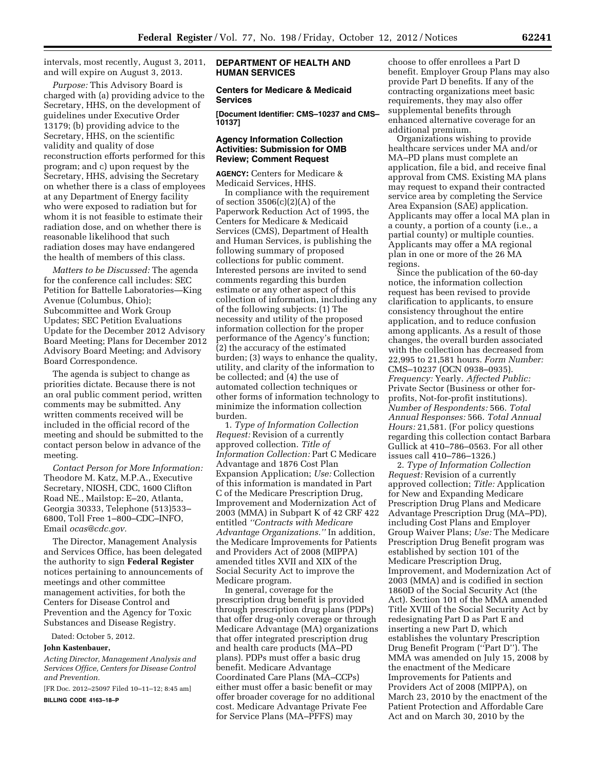intervals, most recently, August 3, 2011, and will expire on August 3, 2013.

*Purpose:* This Advisory Board is charged with (a) providing advice to the Secretary, HHS, on the development of guidelines under Executive Order 13179; (b) providing advice to the Secretary, HHS, on the scientific validity and quality of dose reconstruction efforts performed for this program; and c) upon request by the Secretary, HHS, advising the Secretary on whether there is a class of employees at any Department of Energy facility who were exposed to radiation but for whom it is not feasible to estimate their radiation dose, and on whether there is reasonable likelihood that such radiation doses may have endangered the health of members of this class.

*Matters to be Discussed:* The agenda for the conference call includes: SEC Petition for Battelle Laboratories—King Avenue (Columbus, Ohio); Subcommittee and Work Group Updates; SEC Petition Evaluations Update for the December 2012 Advisory Board Meeting; Plans for December 2012 Advisory Board Meeting; and Advisory Board Correspondence.

The agenda is subject to change as priorities dictate. Because there is not an oral public comment period, written comments may be submitted. Any written comments received will be included in the official record of the meeting and should be submitted to the contact person below in advance of the meeting.

*Contact Person for More Information:* Theodore M. Katz, M.P.A., Executive Secretary, NIOSH, CDC, 1600 Clifton Road NE., Mailstop: E–20, Atlanta, Georgia 30333, Telephone (513)533–6800, Toll Free 1–800–CDC–INFO, Email *ocas@cdc.gov.*

The Director, Management Analysis and Services Office, has been delegated the authority to sign **Federal Register** notices pertaining to announcements of meetings and other committee management activities, for both the Centers for Disease Control and Prevention and the Agency for Toxic Substances and Disease Registry.

Dated: October 5, 2012.

**John Kastenbauer,**

*Acting Director, Management Analysis and Services Office, Centers for Disease Control and Prevention.*

[FR Doc. 2012–25097 Filed 10–11–12; 8:45 am]

**BILLING CODE 4163–18–P**

## DEPARTMENT OF HEALTH AND HUMAN SERVICES

### Centers for Medicare & Medicaid Services

**[Document Identifier: CMS–10237 and CMS–10137]**

### Agency Information Collection Activities: Submission for OMB Review; Comment Request

**AGENCY:** Centers for Medicare & Medicaid Services, HHS.

In compliance with the requirement of section 3506(c)(2)(A) of the Paperwork Reduction Act of 1995, the Centers for Medicare & Medicaid Services (CMS), Department of Health and Human Services, is publishing the following summary of proposed collections for public comment. Interested persons are invited to send comments regarding this burden estimate or any other aspect of this collection of information, including any of the following subjects: (1) The necessity and utility of the proposed information collection for the proper performance of the Agency's function; (2) the accuracy of the estimated burden; (3) ways to enhance the quality, utility, and clarity of the information to be collected; and (4) the use of automated collection techniques or other forms of information technology to minimize the information collection burden.

1. *Type of Information Collection Request:* Revision of a currently approved collection. *Title of Information Collection:* Part C Medicare Advantage and 1876 Cost Plan Expansion Application; *Use:* Collection of this information is mandated in Part C of the Medicare Prescription Drug, Improvement and Modernization Act of 2003 (MMA) in Subpart K of 42 CRF 422 entitled *''Contracts with Medicare Advantage Organizations.''* In addition, the Medicare Improvements for Patients and Providers Act of 2008 (MIPPA) amended titles XVII and XIX of the Social Security Act to improve the Medicare program.

In general, coverage for the prescription drug benefit is provided through prescription drug plans (PDPs) that offer drug-only coverage or through Medicare Advantage (MA) organizations that offer integrated prescription drug and health care products (MA–PD plans). PDPs must offer a basic drug benefit. Medicare Advantage Coordinated Care Plans (MA–CCPs) either must offer a basic benefit or may offer broader coverage for no additional cost. Medicare Advantage Private Fee for Service Plans (MA–PFFS) may choose to offer enrollees a Part D benefit. Employer Group Plans may also provide Part D benefits. If any of the contracting organizations meet basic requirements, they may also offer supplemental benefits through enhanced alternative coverage for an additional premium.

Organizations wishing to provide healthcare services under MA and/or MA–PD plans must complete an application, file a bid, and receive final approval from CMS. Existing MA plans may request to expand their contracted service area by completing the Service Area Expansion (SAE) application. Applicants may offer a local MA plan in a county, a portion of a county (i.e., a partial county) or multiple counties. Applicants may offer a MA regional plan in one or more of the 26 MA regions.

Since the publication of the 60-day notice, the information collection request has been revised to provide clarification to applicants, to ensure consistency throughout the entire application, and to reduce confusion among applicants. As a result of those changes, the overall burden associated with the collection has decreased from 22,995 to 21,581 hours. *Form Number:* CMS–10237 (OCN 0938–0935). *Frequency:* Yearly. *Affected Public:* Private Sector (Business or other for-profits, Not-for-profit institutions). *Number of Respondents:* 566. *Total Annual Responses:* 566. *Total Annual Hours:* 21,581. (For policy questions regarding this collection contact Barbara Gullick at 410–786–0563. For all other issues call 410–786–1326.)

2. *Type of Information Collection Request:* Revision of a currently approved collection; *Title:* Application for New and Expanding Medicare Prescription Drug Plans and Medicare Advantage Prescription Drug (MA–PD), including Cost Plans and Employer Group Waiver Plans; *Use:* The Medicare Prescription Drug Benefit program was established by section 101 of the Medicare Prescription Drug, Improvement, and Modernization Act of 2003 (MMA) and is codified in section 1860D of the Social Security Act (the Act). Section 101 of the MMA amended Title XVIII of the Social Security Act by redesignating Part D as Part E and inserting a new Part D, which establishes the voluntary Prescription Drug Benefit Program (''Part D''). The MMA was amended on July 15, 2008 by the enactment of the Medicare Improvements for Patients and Providers Act of 2008 (MIPPA), on March 23, 2010 by the enactment of the Patient Protection and Affordable Care Act and on March 30, 2010 by the